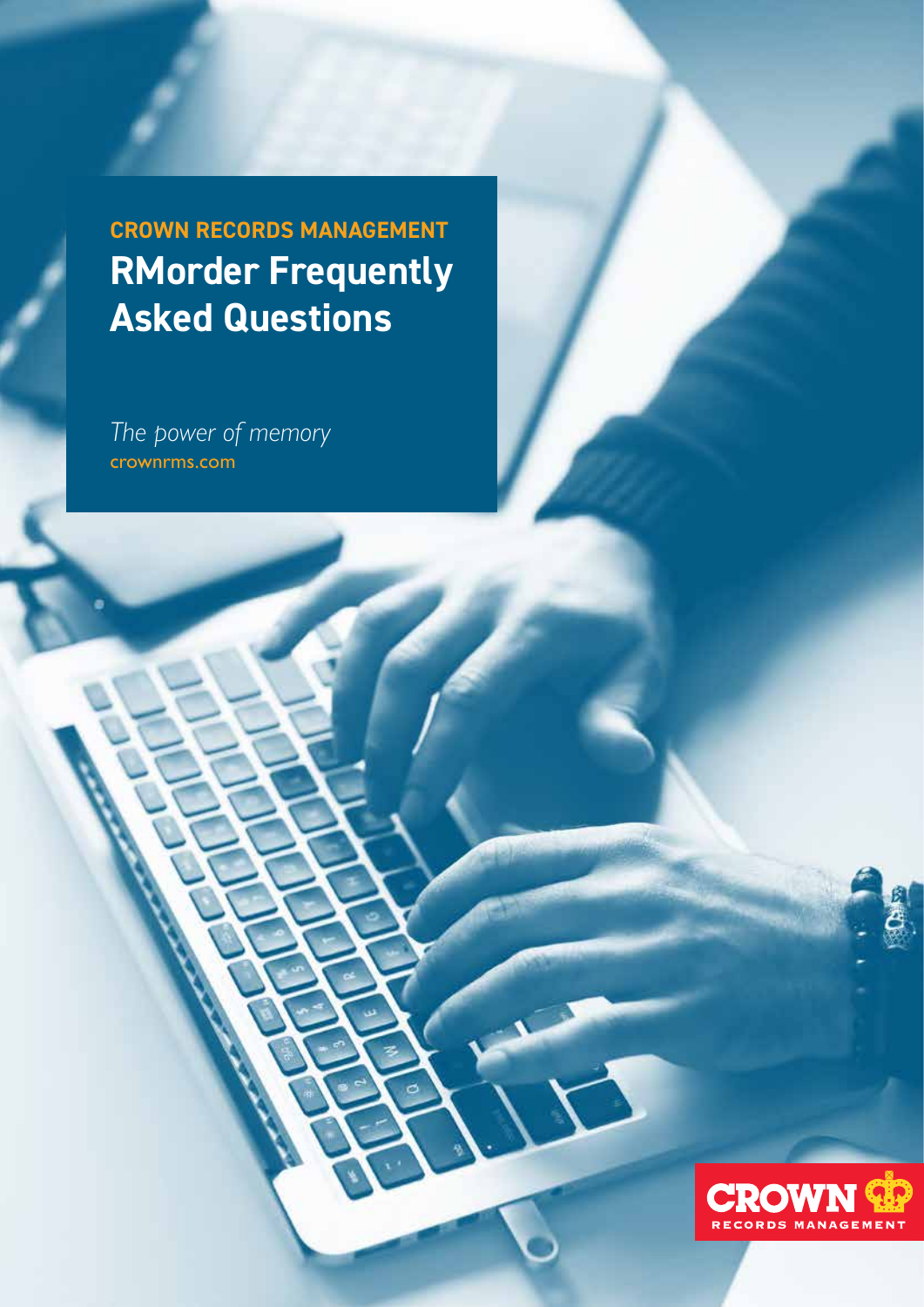**CROWN RECORDS MANAGEMENT**

# RMorder Frequently Asked Questions

*The power of memory*

crownrms.com

CROWN RECORDS MANAGEMENT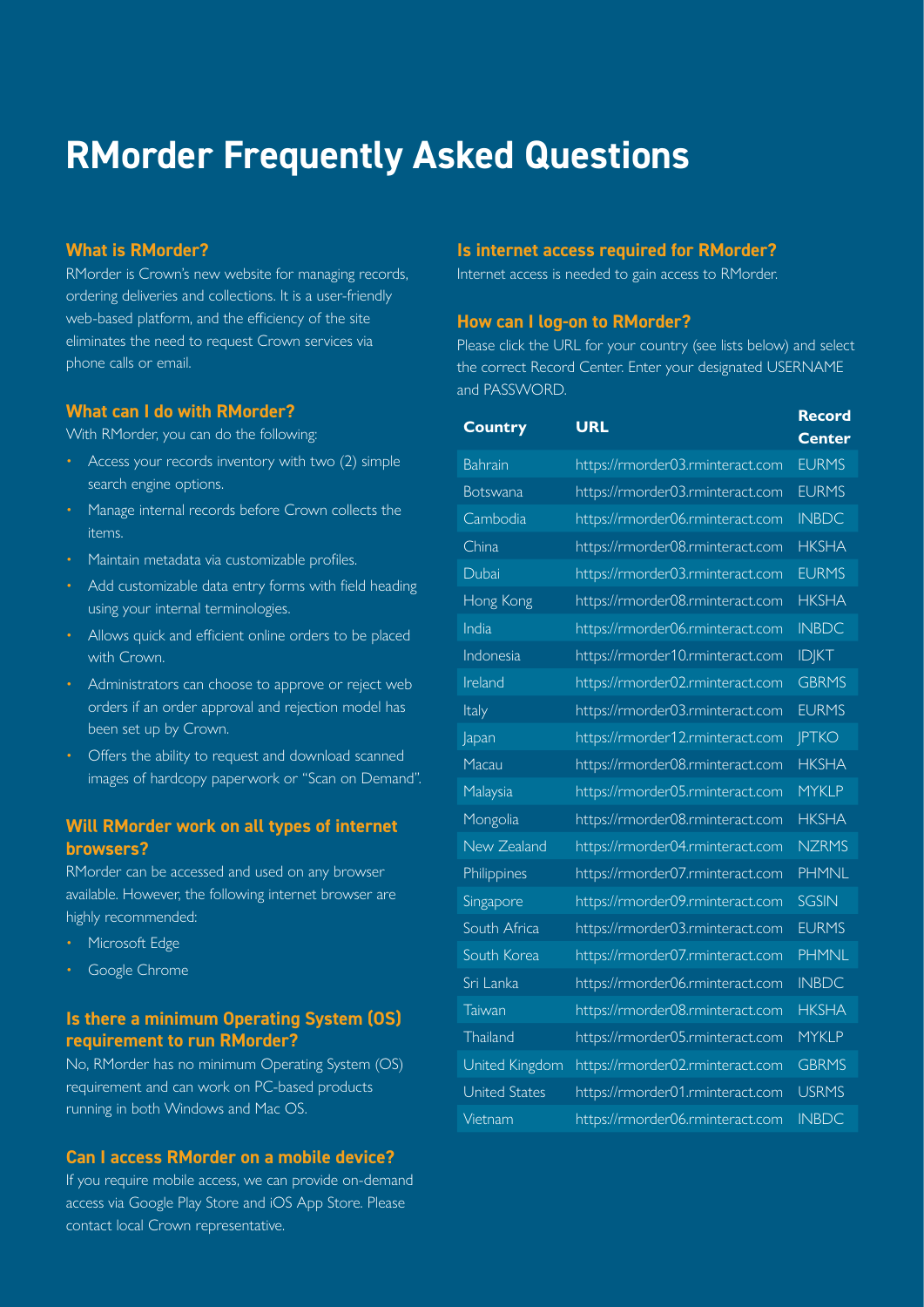# RMorder Frequently Asked Questions

### What is RMorder?

RMorder is Crown's new website for managing records, ordering deliveries and collections. It is a user-friendly web-based platform, and the efficiency of the site eliminates the need to request Crown services via phone calls or email.

### What can I do with RMorder?

With RMorder, you can do the following:

- Access your records inventory with two (2) simple search engine options.
- Manage internal records before Crown collects the items.
- Maintain metadata via customizable profiles.
- Add customizable data entry forms with field heading using your internal terminologies.
- Allows quick and efficient online orders to be placed with Crown.
- Administrators can choose to approve or reject web orders if an order approval and rejection model has been set up by Crown.
- Offers the ability to request and download scanned images of hardcopy paperwork or "Scan on Demand".

### Will RMorder work on all types of internet browsers?

RMorder can be accessed and used on any browser available. However, the following internet browser are highly recommended:

- Microsoft Edge
- Google Chrome

### Is there a minimum Operating System (OS) requirement to run RMorder?

No, RMorder has no minimum Operating System (OS) requirement and can work on PC-based products running in both Windows and Mac OS.

### Can I access RMorder on a mobile device?

If you require mobile access, we can provide on-demand access via Google Play Store and iOS App Store. Please contact local Crown representative.

### Is internet access required for RMorder?

Internet access is needed to gain access to RMorder.

### How can I log-on to RMorder?

Please click the URL for your country (see lists below) and select the correct Record Center. Enter your designated USERNAME and PASSWORD.

| Country | URL | Record Center |
|---|---|---|
| Bahrain | https://rmorder03.rminteract.com | EURMS |
| Botswana | https://rmorder03.rminteract.com | EURMS |
| Cambodia | https://rmorder06.rminteract.com | INBDC |
| China | https://rmorder08.rminteract.com | HKSHA |
| Dubai | https://rmorder03.rminteract.com | EURMS |
| Hong Kong | https://rmorder08.rminteract.com | HKSHA |
| India | https://rmorder06.rminteract.com | INBDC |
| Indonesia | https://rmorder10.rminteract.com | IDJKT |
| Ireland | https://rmorder02.rminteract.com | GBRMS |
| Italy | https://rmorder03.rminteract.com | EURMS |
| Japan | https://rmorder12.rminteract.com | JPTKO |
| Macau | https://rmorder08.rminteract.com | HKSHA |
| Malaysia | https://rmorder05.rminteract.com | MYKLP |
| Mongolia | https://rmorder08.rminteract.com | HKSHA |
| New Zealand | https://rmorder04.rminteract.com | NZRMS |
| Philippines | https://rmorder07.rminteract.com | PHMNL |
| Singapore | https://rmorder09.rminteract.com | SGSIN |
| South Africa | https://rmorder03.rminteract.com | EURMS |
| South Korea | https://rmorder07.rminteract.com | PHMNL |
| Sri Lanka | https://rmorder06.rminteract.com | INBDC |
| Taiwan | https://rmorder08.rminteract.com | HKSHA |
| Thailand | https://rmorder05.rminteract.com | MYKLP |
| United Kingdom | https://rmorder02.rminteract.com | GBRMS |
| United States | https://rmorder01.rminteract.com | USRMS |
| Vietnam | https://rmorder06.rminteract.com | INBDC |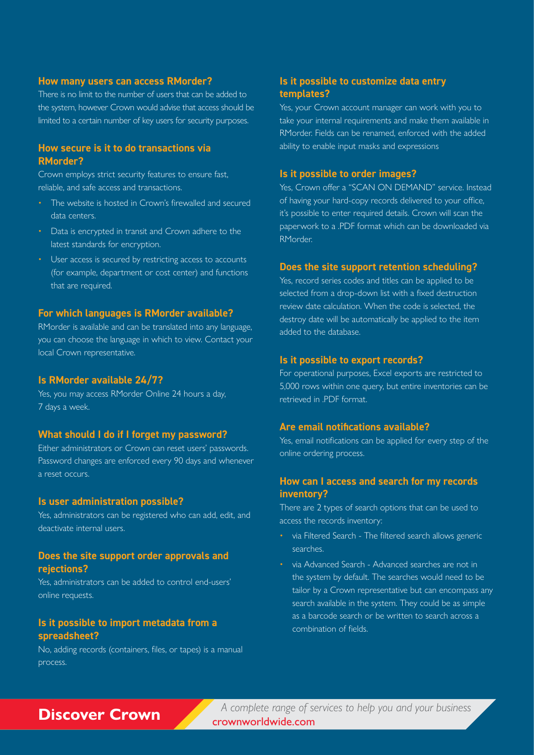### How many users can access RMorder?

There is no limit to the number of users that can be added to the system, however Crown would advise that access should be limited to a certain number of key users for security purposes.

### How secure is it to do transactions via RMorder?

Crown employs strict security features to ensure fast, reliable, and safe access and transactions.

- The website is hosted in Crown's firewalled and secured data centers.
- Data is encrypted in transit and Crown adhere to the latest standards for encryption.
- User access is secured by restricting access to accounts (for example, department or cost center) and functions that are required.

### For which languages is RMorder available?

RMorder is available and can be translated into any language, you can choose the language in which to view. Contact your local Crown representative.

### Is RMorder available 24/7?

Yes, you may access RMorder Online 24 hours a day, 7 days a week.

### What should I do if I forget my password?

Either administrators or Crown can reset users' passwords. Password changes are enforced every 90 days and whenever a reset occurs.

### Is user administration possible?

Yes, administrators can be registered who can add, edit, and deactivate internal users.

### Does the site support order approvals and rejections?

Yes, administrators can be added to control end-users' online requests.

### Is it possible to import metadata from a spreadsheet?

No, adding records (containers, files, or tapes) is a manual process.

### Is it possible to customize data entry templates?

Yes, your Crown account manager can work with you to take your internal requirements and make them available in RMorder. Fields can be renamed, enforced with the added ability to enable input masks and expressions

### Is it possible to order images?

Yes, Crown offer a "SCAN ON DEMAND" service. Instead of having your hard-copy records delivered to your office, it's possible to enter required details. Crown will scan the paperwork to a .PDF format which can be downloaded via RMorder.

### Does the site support retention scheduling?

Yes, record series codes and titles can be applied to be selected from a drop-down list with a fixed destruction review date calculation. When the code is selected, the destroy date will be automatically be applied to the item added to the database.

### Is it possible to export records?

For operational purposes, Excel exports are restricted to 5,000 rows within one query, but entire inventories can be retrieved in .PDF format.

### Are email notifications available?

Yes, email notifications can be applied for every step of the online ordering process.

### How can I access and search for my records inventory?

There are 2 types of search options that can be used to access the records inventory:

- via Filtered Search - The filtered search allows generic searches.
- via Advanced Search - Advanced searches are not in the system by default. The searches would need to be tailor by a Crown representative but can encompass any search available in the system. They could be as simple as a barcode search or be written to search across a combination of fields.

**Discover Crown**

*A complete range of services to help you and your business*

crownworldwide.com